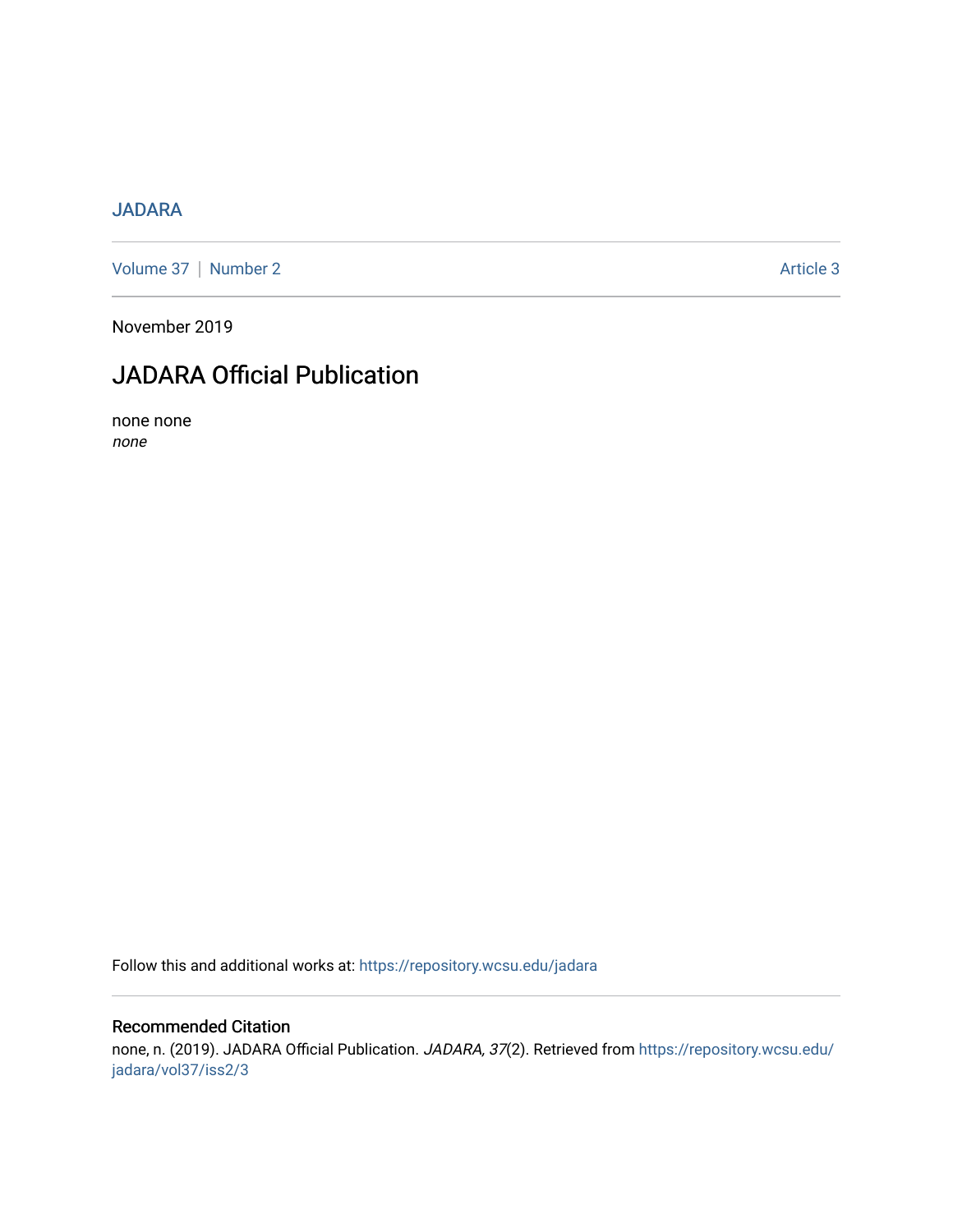JADARA

Volume 37 | Number 2 Article 3

November 2019

# JADARA Official Publication

none none

*none*

Follow this and additional works at: https://repository.wcsu.edu/jadara

## Recommended Citation

none, n. (2019). JADARA Official Publication. *JADARA, 37*(2). Retrieved from https://repository.wcsu.edu/jadara/vol37/iss2/3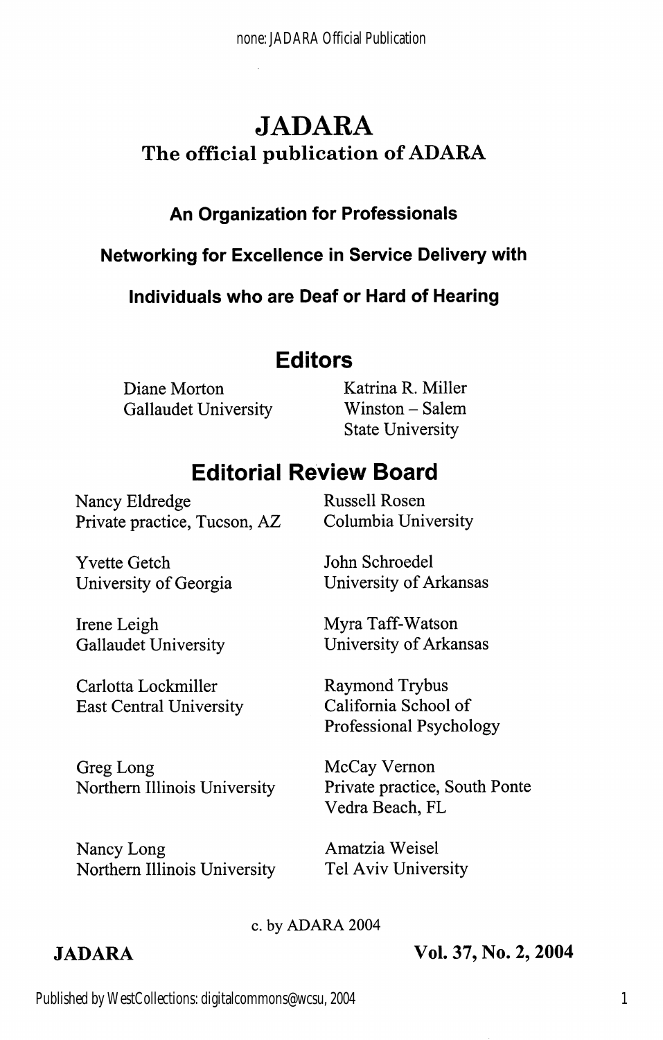# JADARA

## The official publication of ADARA

**An Organization for Professionals**

**Networking for Excellence in Service Delivery with**

**Individuals who are Deaf or Hard of Hearing**

## Editors

Diane Morton
Gallaudet University

Katrina R. Miller
Winston – Salem
State University

## Editorial Review Board

Nancy Eldredge
Private practice, Tucson, AZ

Yvette Getch
University of Georgia

Irene Leigh
Gallaudet University

Carlotta Lockmiller
East Central University

Greg Long
Northern Illinois University

Nancy Long
Northern Illinois University

Russell Rosen
Columbia University

John Schroedel
University of Arkansas

Myra Taff-Watson
University of Arkansas

Raymond Trybus
California School of
Professional Psychology

McCay Vernon
Private practice, South Ponte
Vedra Beach, FL

Amatzia Weisel
Tel Aviv University

c. by ADARA 2004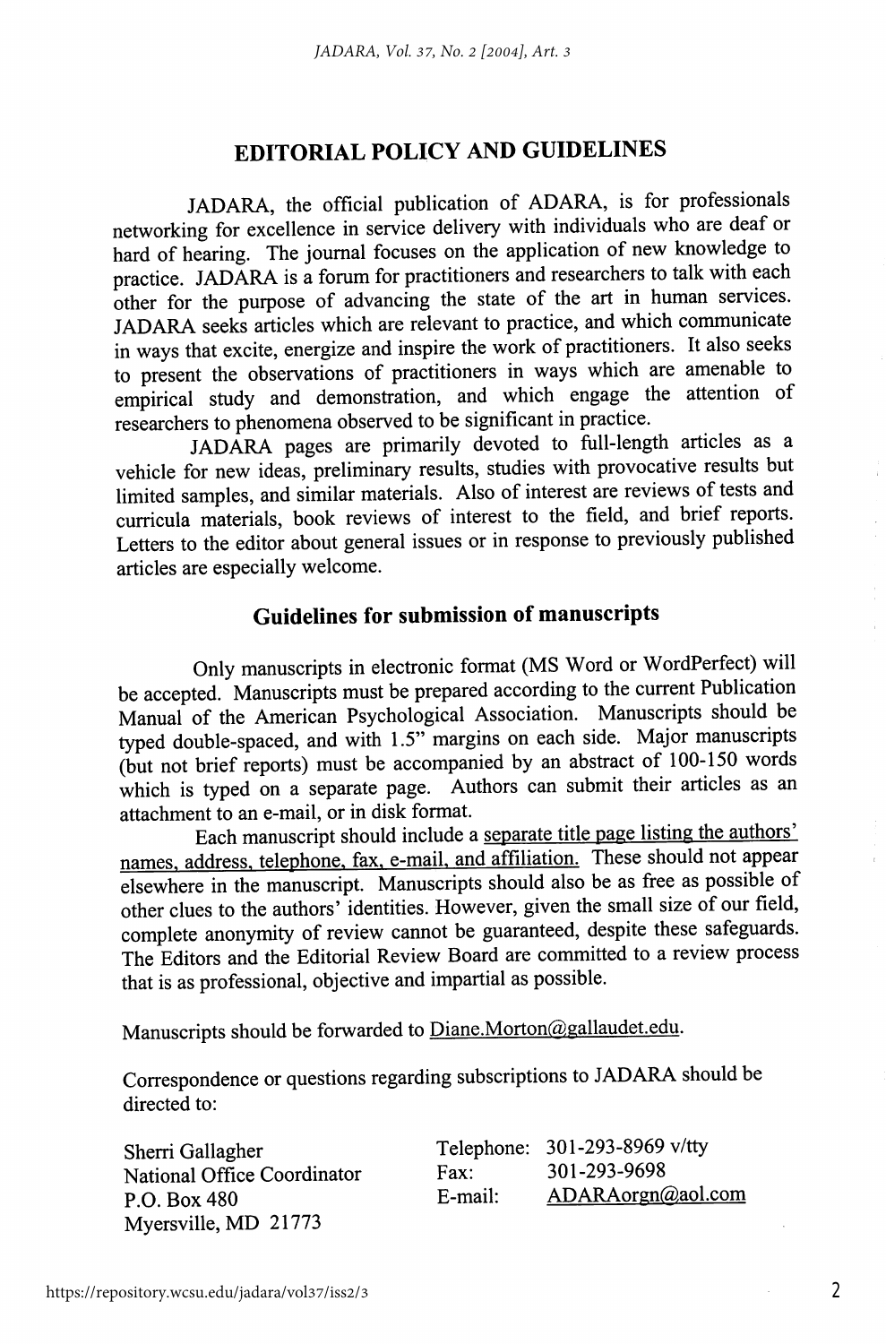## EDITORIAL POLICY AND GUIDELINES

JADARA, the official publication of ADARA, is for professionals networking for excellence in service delivery with individuals who are deaf or hard of hearing. The journal focuses on the application of new knowledge to practice. JADARA is a forum for practitioners and researchers to talk with each other for the purpose of advancing the state of the art in human services. JADARA seeks articles which are relevant to practice, and which communicate in ways that excite, energize and inspire the work of practitioners. It also seeks to present the observations of practitioners in ways which are amenable to empirical study and demonstration, and which engage the attention of researchers to phenomena observed to be significant in practice.

JADARA pages are primarily devoted to full-length articles as a vehicle for new ideas, preliminary results, studies with provocative results but limited samples, and similar materials. Also of interest are reviews of tests and curricula materials, book reviews of interest to the field, and brief reports. Letters to the editor about general issues or in response to previously published articles are especially welcome.

### Guidelines for submission of manuscripts

Only manuscripts in electronic format (MS Word or WordPerfect) will be accepted. Manuscripts must be prepared according to the current Publication Manual of the American Psychological Association. Manuscripts should be typed double-spaced, and with 1.5" margins on each side. Major manuscripts (but not brief reports) must be accompanied by an abstract of 100-150 words which is typed on a separate page. Authors can submit their articles as an attachment to an e-mail, or in disk format.

Each manuscript should include a separate title page listing the authors' names, address, telephone, fax, e-mail, and affiliation. These should not appear elsewhere in the manuscript. Manuscripts should also be as free as possible of other clues to the authors' identities. However, given the small size of our field, complete anonymity of review cannot be guaranteed, despite these safeguards. The Editors and the Editorial Review Board are committed to a review process that is as professional, objective and impartial as possible.

Manuscripts should be forwarded to Diane.Morton@gallaudet.edu.

Correspondence or questions regarding subscriptions to JADARA should be directed to:

Sherri Gallagher
National Office Coordinator
P.O. Box 480
Myersville, MD 21773

Telephone: 301-293-8969 v/tty
Fax: 301-293-9698
E-mail: ADARAorgn@aol.com